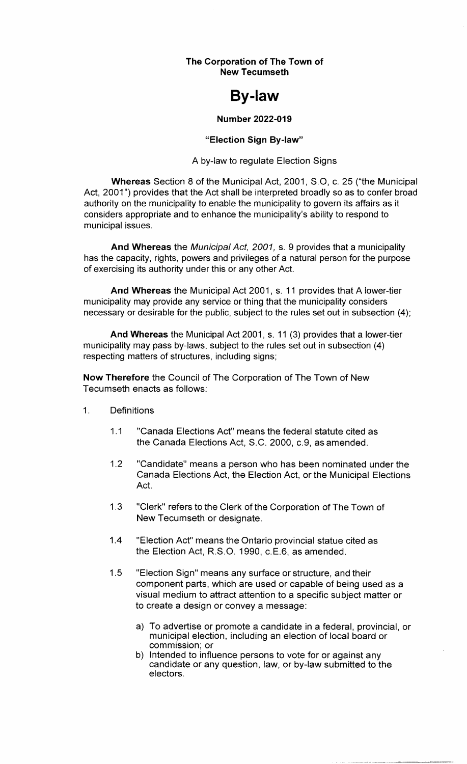**The Corporation of The Town of New Tecumseth**

# By-law

**Number 2022-019**

**"Election Sign By-law"**

A by-law to regulate Election Signs

**Whereas** Section 8 of the Municipal Act, 2001, S.O, c. 25 ("the Municipal Act, 2001") provides that the Act shall be interpreted broadly so as to confer broad authority on the municipality to enable the municipality to govern its affairs as it considers appropriate and to enhance the municipality's ability to respond to municipal issues.

**And Whereas** the *Municipal Act, 2001,* s. 9 provides that a municipality has the capacity, rights, powers and privileges of a natural person for the purpose of exercising its authority under this or any other Act.

**And Whereas** the Municipal Act 2001, s. 11 provides that A lower-tier municipality may provide any service or thing that the municipality considers necessary or desirable for the public, subject to the rules set out in subsection (4);

**And Whereas** the Municipal Act 2001, s. 11 (3) provides that a lower-tier municipality may pass by-laws, subject to the rules set out in subsection (4) respecting matters of structures, including signs;

**Now Therefore** the Council of The Corporation of The Town of New Tecumseth enacts as follows:

1. Definitions

   1.1 "Canada Elections Act" means the federal statute cited as the Canada Elections Act, S.C. 2000, c.9, as amended.

   1.2 "Candidate" means a person who has been nominated under the Canada Elections Act, the Election Act, or the Municipal Elections Act.

   1.3 "Clerk" refers to the Clerk of the Corporation of The Town of New Tecumseth or designate.

   1.4 "Election Act" means the Ontario provincial statue cited as the Election Act, R.S.O. 1990, c.E.6, as amended.

   1.5 "Election Sign" means any surface or structure, and their component parts, which are used or capable of being used as a visual medium to attract attention to a specific subject matter or to create a design or convey a message:

      a) To advertise or promote a candidate in a federal, provincial, or municipal election, including an election of local board or commission; or
      b) Intended to influence persons to vote for or against any candidate or any question, law, or by-law submitted to the electors.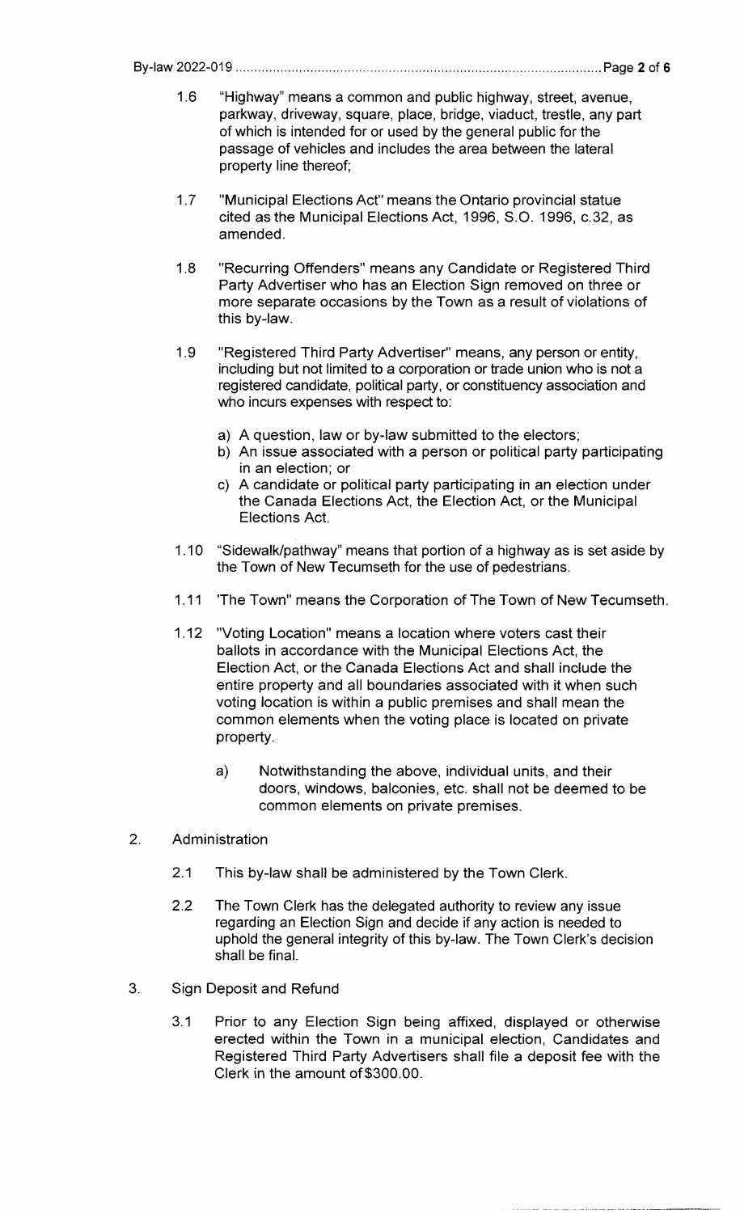1.6 "Highway" means a common and public highway, street, avenue, parkway, driveway, square, place, bridge, viaduct, trestle, any part of which is intended for or used by the general public for the passage of vehicles and includes the area between the lateral property line thereof;

1.7 "Municipal Elections Act" means the Ontario provincial statue cited as the Municipal Elections Act, 1996, S.O. 1996, c.32, as amended.

1.8 "Recurring Offenders" means any Candidate or Registered Third Party Advertiser who has an Election Sign removed on three or more separate occasions by the Town as a result of violations of this by-law.

1.9 "Registered Third Party Advertiser" means, any person or entity, including but not limited to a corporation or trade union who is not a registered candidate, political party, or constituency association and who incurs expenses with respect to:

a) A question, law or by-law submitted to the electors;
b) An issue associated with a person or political party participating in an election; or
c) A candidate or political party participating in an election under the Canada Elections Act, the Election Act, or the Municipal Elections Act.

1.10 "Sidewalk/pathway" means that portion of a highway as is set aside by the Town of New Tecumseth for the use of pedestrians.

1.11 'The Town" means the Corporation of The Town of New Tecumseth.

1.12 "Voting Location" means a location where voters cast their ballots in accordance with the Municipal Elections Act, the Election Act, or the Canada Elections Act and shall include the entire property and all boundaries associated with it when such voting location is within a public premises and shall mean the common elements when the voting place is located on private property.

a) Notwithstanding the above, individual units, and their doors, windows, balconies, etc. shall not be deemed to be common elements on private premises.

2. Administration

2.1 This by-law shall be administered by the Town Clerk.

2.2 The Town Clerk has the delegated authority to review any issue regarding an Election Sign and decide if any action is needed to uphold the general integrity of this by-law. The Town Clerk's decision shall be final.

3. Sign Deposit and Refund

3.1 Prior to any Election Sign being affixed, displayed or otherwise erected within the Town in a municipal election, Candidates and Registered Third Party Advertisers shall file a deposit fee with the Clerk in the amount of $300.00.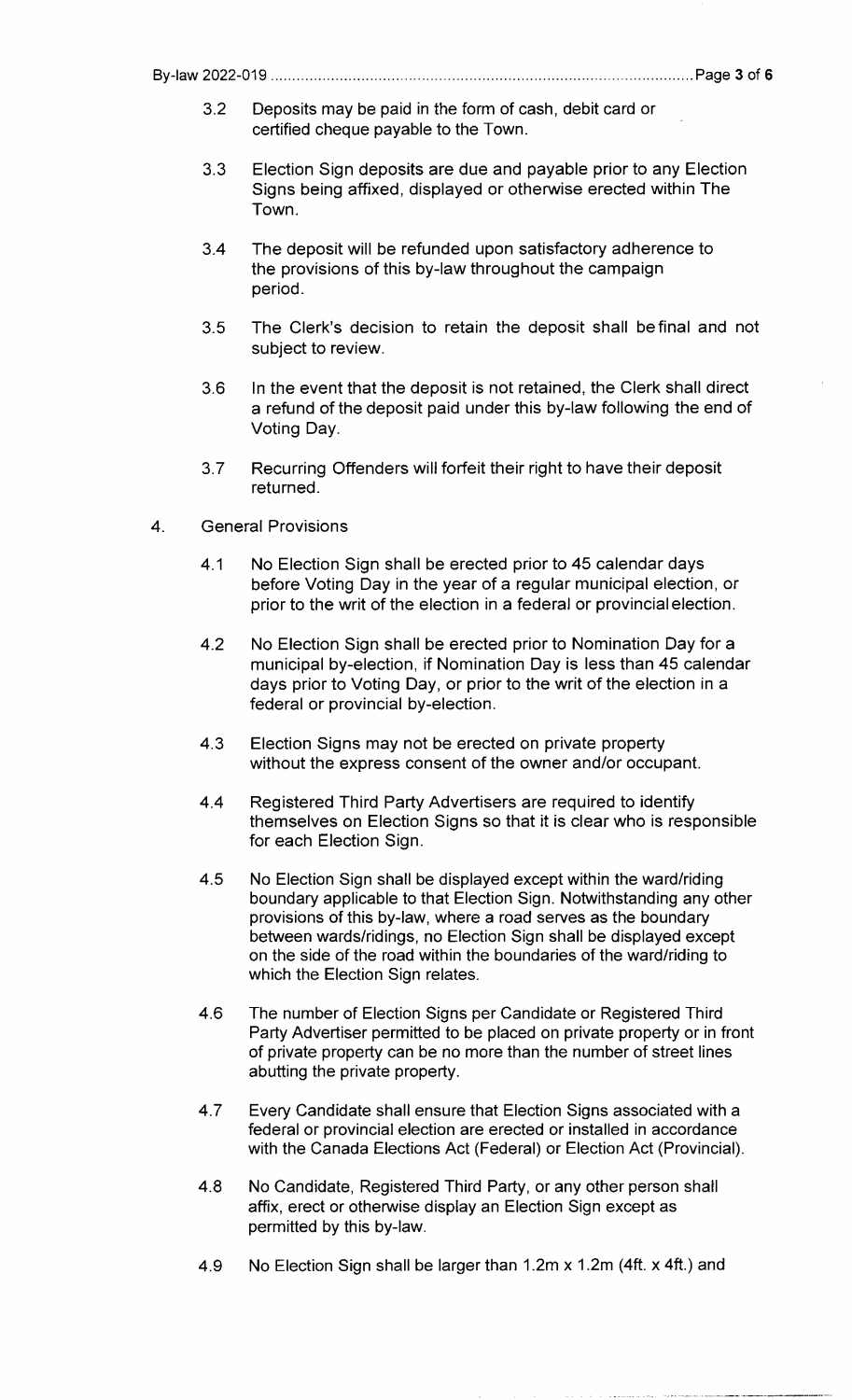3.2 Deposits may be paid in the form of cash, debit card or certified cheque payable to the Town.

3.3 Election Sign deposits are due and payable prior to any Election Signs being affixed, displayed or otherwise erected within The Town.

3.4 The deposit will be refunded upon satisfactory adherence to the provisions of this by-law throughout the campaign period.

3.5 The Clerk's decision to retain the deposit shall be final and not subject to review.

3.6 In the event that the deposit is not retained, the Clerk shall direct a refund of the deposit paid under this by-law following the end of Voting Day.

3.7 Recurring Offenders will forfeit their right to have their deposit returned.

4. General Provisions

4.1 No Election Sign shall be erected prior to 45 calendar days before Voting Day in the year of a regular municipal election, or prior to the writ of the election in a federal or provincial election.

4.2 No Election Sign shall be erected prior to Nomination Day for a municipal by-election, if Nomination Day is less than 45 calendar days prior to Voting Day, or prior to the writ of the election in a federal or provincial by-election.

4.3 Election Signs may not be erected on private property without the express consent of the owner and/or occupant.

4.4 Registered Third Party Advertisers are required to identify themselves on Election Signs so that it is clear who is responsible for each Election Sign.

4.5 No Election Sign shall be displayed except within the ward/riding boundary applicable to that Election Sign. Notwithstanding any other provisions of this by-law, where a road serves as the boundary between wards/ridings, no Election Sign shall be displayed except on the side of the road within the boundaries of the ward/riding to which the Election Sign relates.

4.6 The number of Election Signs per Candidate or Registered Third Party Advertiser permitted to be placed on private property or in front of private property can be no more than the number of street lines abutting the private property.

4.7 Every Candidate shall ensure that Election Signs associated with a federal or provincial election are erected or installed in accordance with the Canada Elections Act (Federal) or Election Act (Provincial).

4.8 No Candidate, Registered Third Party, or any other person shall affix, erect or otherwise display an Election Sign except as permitted by this by-law.

4.9 No Election Sign shall be larger than 1.2m x 1.2m (4ft. x 4ft.) and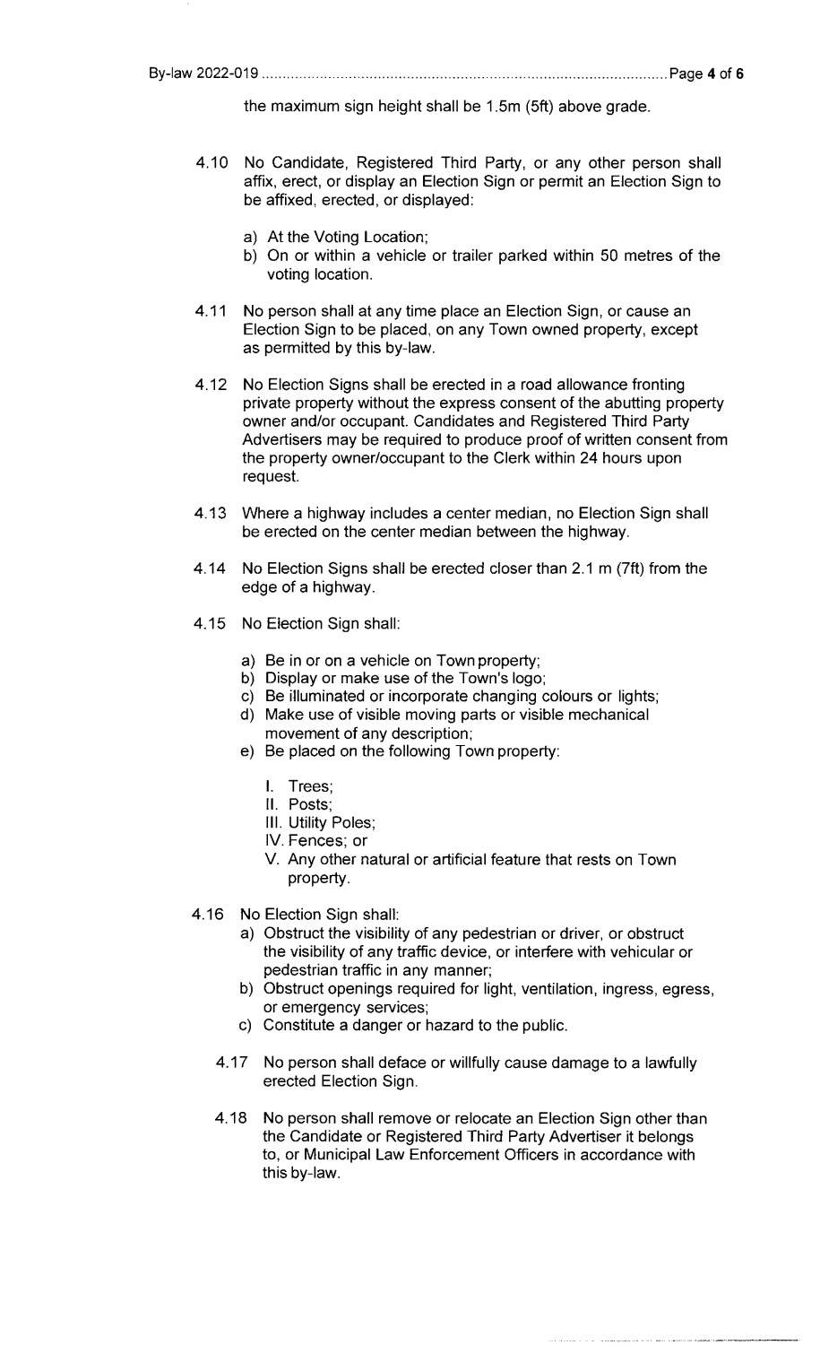the maximum sign height shall be 1.5m (5ft) above grade.

4.10 No Candidate, Registered Third Party, or any other person shall affix, erect, or display an Election Sign or permit an Election Sign to be affixed, erected, or displayed:

a) At the Voting Location;
b) On or within a vehicle or trailer parked within 50 metres of the voting location.

4.11 No person shall at any time place an Election Sign, or cause an Election Sign to be placed, on any Town owned property, except as permitted by this by-law.

4.12 No Election Signs shall be erected in a road allowance fronting private property without the express consent of the abutting property owner and/or occupant. Candidates and Registered Third Party Advertisers may be required to produce proof of written consent from the property owner/occupant to the Clerk within 24 hours upon request.

4.13 Where a highway includes a center median, no Election Sign shall be erected on the center median between the highway.

4.14 No Election Signs shall be erected closer than 2.1 m (7ft) from the edge of a highway.

4.15 No Election Sign shall:

a) Be in or on a vehicle on Town property;
b) Display or make use of the Town's logo;
c) Be illuminated or incorporate changing colours or lights;
d) Make use of visible moving parts or visible mechanical movement of any description;
e) Be placed on the following Town property:
   I. Trees;
   II. Posts;
   III. Utility Poles;
   IV. Fences; or
   V. Any other natural or artificial feature that rests on Town property.

4.16 No Election Sign shall:

a) Obstruct the visibility of any pedestrian or driver, or obstruct the visibility of any traffic device, or interfere with vehicular or pedestrian traffic in any manner;
b) Obstruct openings required for light, ventilation, ingress, egress, or emergency services;
c) Constitute a danger or hazard to the public.

4.17 No person shall deface or willfully cause damage to a lawfully erected Election Sign.

4.18 No person shall remove or relocate an Election Sign other than the Candidate or Registered Third Party Advertiser it belongs to, or Municipal Law Enforcement Officers in accordance with this by-law.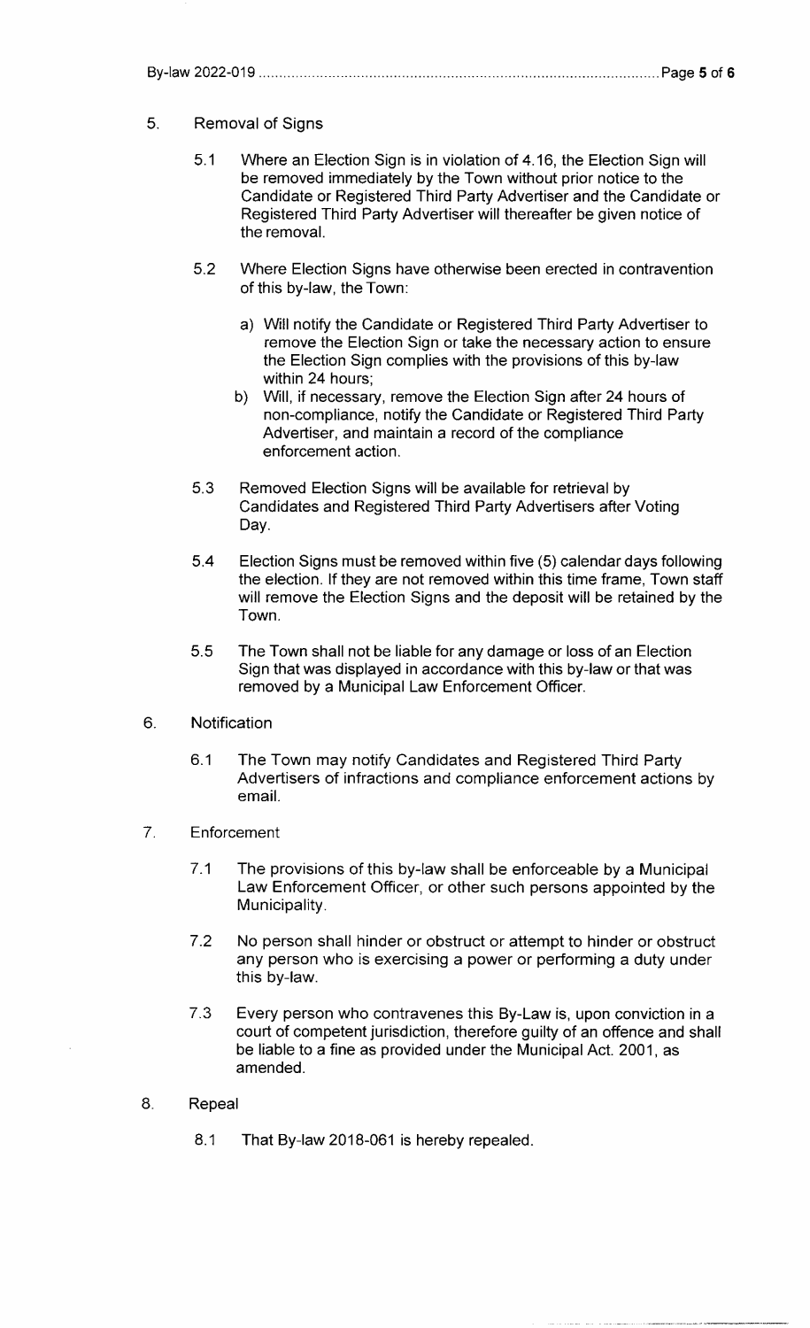5. Removal of Signs

   5.1 Where an Election Sign is in violation of 4.16, the Election Sign will be removed immediately by the Town without prior notice to the Candidate or Registered Third Party Advertiser and the Candidate or Registered Third Party Advertiser will thereafter be given notice of the removal.

   5.2 Where Election Signs have otherwise been erected in contravention of this by-law, the Town:

      a) Will notify the Candidate or Registered Third Party Advertiser to remove the Election Sign or take the necessary action to ensure the Election Sign complies with the provisions of this by-law within 24 hours;
      b) Will, if necessary, remove the Election Sign after 24 hours of non-compliance, notify the Candidate or Registered Third Party Advertiser, and maintain a record of the compliance enforcement action.

   5.3 Removed Election Signs will be available for retrieval by Candidates and Registered Third Party Advertisers after Voting Day.

   5.4 Election Signs must be removed within five (5) calendar days following the election. If they are not removed within this time frame, Town staff will remove the Election Signs and the deposit will be retained by the Town.

   5.5 The Town shall not be liable for any damage or loss of an Election Sign that was displayed in accordance with this by-law or that was removed by a Municipal Law Enforcement Officer.

6. Notification

   6.1 The Town may notify Candidates and Registered Third Party Advertisers of infractions and compliance enforcement actions by email.

7. Enforcement

   7.1 The provisions of this by-law shall be enforceable by a Municipal Law Enforcement Officer, or other such persons appointed by the Municipality.

   7.2 No person shall hinder or obstruct or attempt to hinder or obstruct any person who is exercising a power or performing a duty under this by-law.

   7.3 Every person who contravenes this By-Law is, upon conviction in a court of competent jurisdiction, therefore guilty of an offence and shall be liable to a fine as provided under the Municipal Act. 2001, as amended.

8. Repeal

   8.1 That By-law 2018-061 is hereby repealed.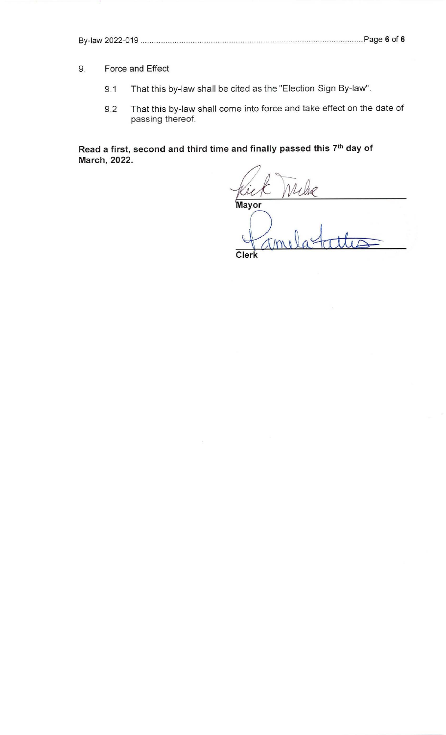9. Force and Effect

   9.1 That this by-law shall be cited as the "Election Sign By-law".

   9.2 That this by-law shall come into force and take effect on the date of passing thereof.

**Read a first, second and third time and finally passed this 7th day of March, 2022.**

Rick Milne

**Mayor**

Pamela Fettes

**Clerk**